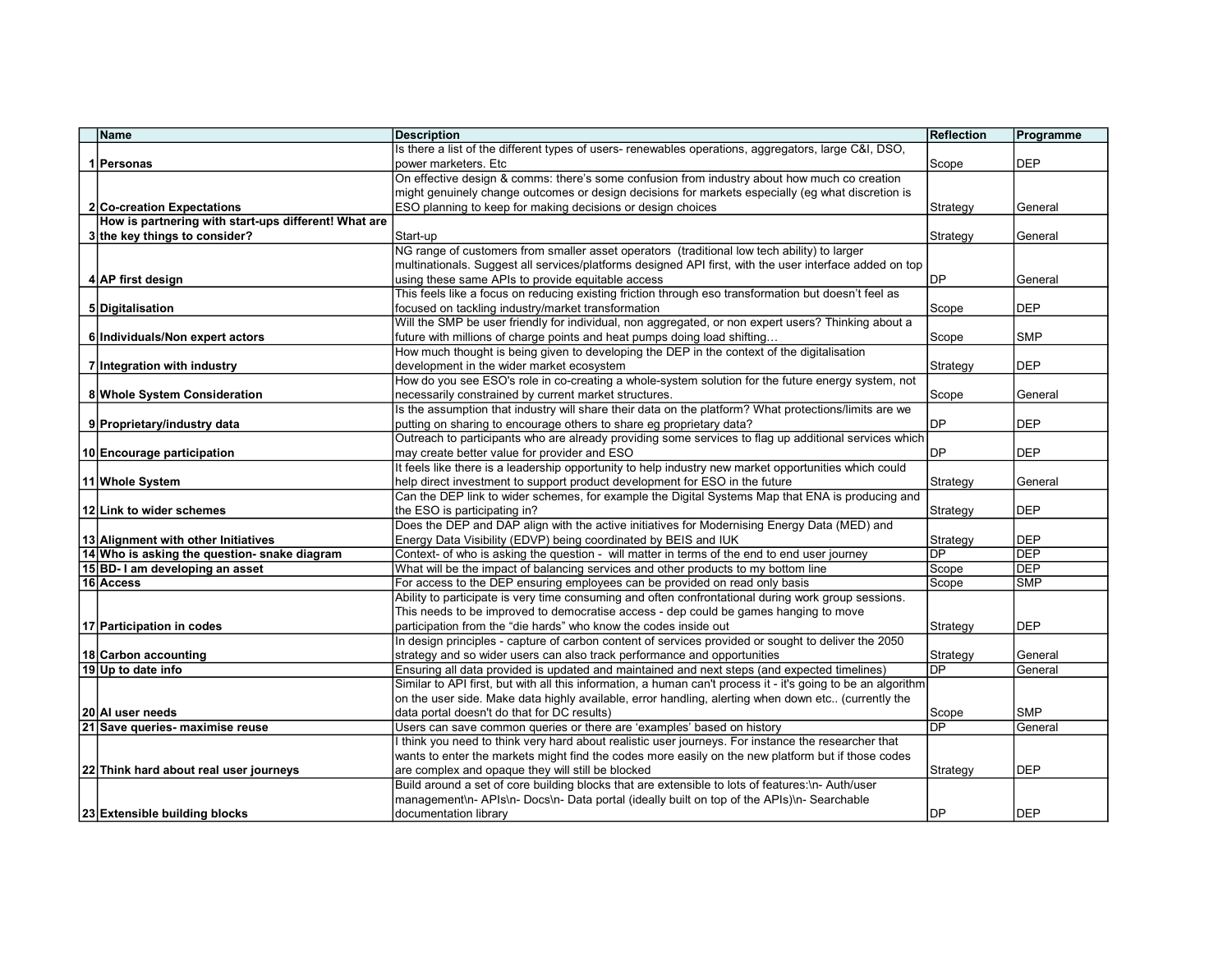| | Name | Description | Reflection | Programme |
|---|---|---|---|---|
| 1 | **Personas** | Is there a list of the different types of users- renewables operations, aggregators, large C&I, DSO, power marketers. Etc | Scope | DEP |
| 2 | **Co-creation Expectations** | On effective design & comms: there's some confusion from industry about how much co creation might genuinely change outcomes or design decisions for markets especially (eg what discretion is ESO planning to keep for making decisions or design choices | Strategy | General |
| 3 | **How is partnering with start-ups different! What are the key things to consider?** | Start-up | Strategy | General |
| 4 | **AP first design** | NG range of customers from smaller asset operators (traditional low tech ability) to larger multinationals. Suggest all services/platforms designed API first, with the user interface added on top using these same APIs to provide equitable access | DP | General |
| 5 | **Digitalisation** | This feels like a focus on reducing existing friction through eso transformation but doesn't feel as focused on tackling industry/market transformation | Scope | DEP |
| 6 | **Individuals/Non expert actors** | Will the SMP be user friendly for individual, non aggregated, or non expert users? Thinking about a future with millions of charge points and heat pumps doing load shifting… | Scope | SMP |
| 7 | **Integration with industry** | How much thought is being given to developing the DEP in the context of the digitalisation development in the wider market ecosystem | Strategy | DEP |
| 8 | **Whole System Consideration** | How do you see ESO's role in co-creating a whole-system solution for the future energy system, not necessarily constrained by current market structures. | Scope | General |
| 9 | **Proprietary/industry data** | Is the assumption that industry will share their data on the platform? What protections/limits are we putting on sharing to encourage others to share eg proprietary data? | DP | DEP |
| 10 | **Encourage participation** | Outreach to participants who are already providing some services to flag up additional services which may create better value for provider and ESO | DP | DEP |
| 11 | **Whole System** | It feels like there is a leadership opportunity to help industry new market opportunities which could help direct investment to support product development for ESO in the future | Strategy | General |
| 12 | **Link to wider schemes** | Can the DEP link to wider schemes, for example the Digital Systems Map that ENA is producing and the ESO is participating in? | Strategy | DEP |
| 13 | **Alignment with other Initiatives** | Does the DEP and DAP align with the active initiatives for Modernising Energy Data (MED) and Energy Data Visibility (EDVP) being coordinated by BEIS and IUK | Strategy | DEP |
| 14 | **Who is asking the question- snake diagram** | Context- of who is asking the question - will matter in terms of the end to end user journey | DP | DEP |
| 15 | **BD- I am developing an asset** | What will be the impact of balancing services and other products to my bottom line | Scope | DEP |
| 16 | **Access** | For access to the DEP ensuring employees can be provided on read only basis | Scope | SMP |
| 17 | **Participation in codes** | Ability to participate is very time consuming and often confrontational during work group sessions. This needs to be improved to democratise access - dep could be games hanging to move participation from the "die hards" who know the codes inside out | Strategy | DEP |
| 18 | **Carbon accounting** | In design principles - capture of carbon content of services provided or sought to deliver the 2050 strategy and so wider users can also track performance and opportunities | Strategy | General |
| 19 | **Up to date info** | Ensuring all data provided is updated and maintained and next steps (and expected timelines) | DP | General |
| 20 | **AI user needs** | Similar to API first, but with all this information, a human can't process it - it's going to be an algorithm on the user side. Make data highly available, error handling, alerting when down etc.. (currently the data portal doesn't do that for DC results) | Scope | SMP |
| 21 | **Save queries- maximise reuse** | Users can save common queries or there are 'examples' based on history | DP | General |
| 22 | **Think hard about real user journeys** | I think you need to think very hard about realistic user journeys. For instance the researcher that wants to enter the markets might find the codes more easily on the new platform but if those codes are complex and opaque they will still be blocked | Strategy | DEP |
| 23 | **Extensible building blocks** | Build around a set of core building blocks that are extensible to lots of features:\n- Auth/user management\n- APIs\n- Docs\n- Data portal (ideally built on top of the APIs)\n- Searchable documentation library | DP | DEP |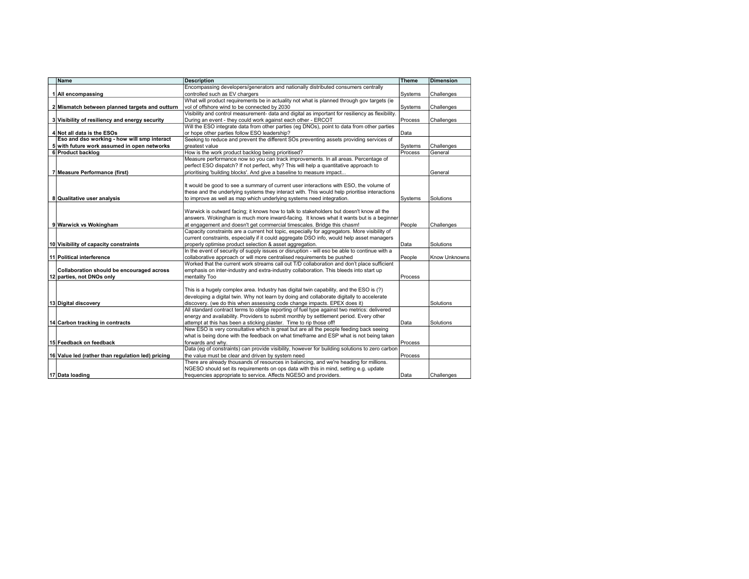| | Name | Description | Theme | Dimension |
|---|---|---|---|---|
| 1 | All encompassing | Encompassing developers/generators and nationally distributed consumers centrally controlled such as EV chargers | Systems | Challenges |
| 2 | Mismatch between planned targets and outturn | What will product requirements be in actuality not what is planned through gov targets (ie vol of offshore wind to be connected by 2030 | Systems | Challenges |
| 3 | Visibility of resiliency and energy security | Visibility and control measurement- data and digital as important for resiliency as flexibility. During an event - they could work against each other - ERCOT | Process | Challenges |
| 4 | Not all data is the ESOs | Will the ESO integrate data from other parties (eg DNOs), point to data from other parties or hope other parties follow ESO leadership? | Data | |
| 5 | Eso and dso working - how will smp interact with future work assumed in open networks | Seeking to reduce and prevent the different SOs preventing assets providing services of greatest value | Systems | Challenges |
| 6 | Product backlog | How is the work product backlog being prioritised? | Process | General |
| 7 | Measure Performance (first) | Measure performance now so you can track improvements. In all areas. Percentage of perfect ESO dispatch? If not perfect, why? This will help a quantitative approach to prioritising 'building blocks'. And give a baseline to measure impact... | | General |
| 8 | Qualitative user analysis | It would be good to see a summary of current user interactions with ESO, the volume of these and the underlying systems they interact with. This would help prioritise interactions to improve as well as map which underlying systems need integration. | Systems | Solutions |
| 9 | Warwick vs Wokingham | Warwick is outward facing; it knows how to talk to stakeholders but doesn't know all the answers. Wokingham is much more inward-facing. It knows what it wants but is a beginner at engagement and doesn't get commercial timescales. Bridge this chasm! | People | Challenges |
| 10 | Visibility of capacity constraints | Capacity constraints are a current hot topic, especially for aggregators. More visibility of current constraints, especially if it could aggregate DSO info, would help asset managers properly optimise product selection & asset aggregation. | Data | Solutions |
| 11 | Political interference | In the event of security of supply issues or disruption - will eso be able to continue with a collaborative approach or will more centralised requirements be pushed | People | Know Unknowns |
| 12 | Collaboration should be encouraged across parties, not DNOs only | Worked that the current work streams call out T/D collaboration and don't place sufficient emphasis on inter-industry and extra-industry collaboration. This bleeds into start up mentality Too | Process | |
| 13 | Digital discovery | This is a hugely complex area. Industry has digital twin capability, and the ESO is (?) developing a digital twin. Why not learn by doing and collaborate digitally to accelerate discovery. (we do this when assessing code change impacts. EPEX does it) | | Solutions |
| 14 | Carbon tracking in contracts | All standard contract terms to oblige reporting of fuel type against two metrics: delivered energy and availability. Providers to submit monthly by settlement period. Every other attempt at this has been a sticking plaster. Time to rip those off! | Data | Solutions |
| 15 | Feedback on feedback | New ESO is very consultative which is great but are all the people feeding back seeing what is being done with the feedback on what timeframe and ESP what is not being taken forwards and why. | Process | |
| 16 | Value led (rather than regulation led) pricing | Data (eg of constraints) can provide visibility, however for building solutions to zero carbon the value must be clear and driven by system need | Process | |
| 17 | Data loading | There are already thousands of resources in balancing, and we're heading for millions. NGESO should set its requirements on ops data with this in mind, setting e.g. update frequencies appropriate to service. Affects NGESO and providers. | Data | Challenges |